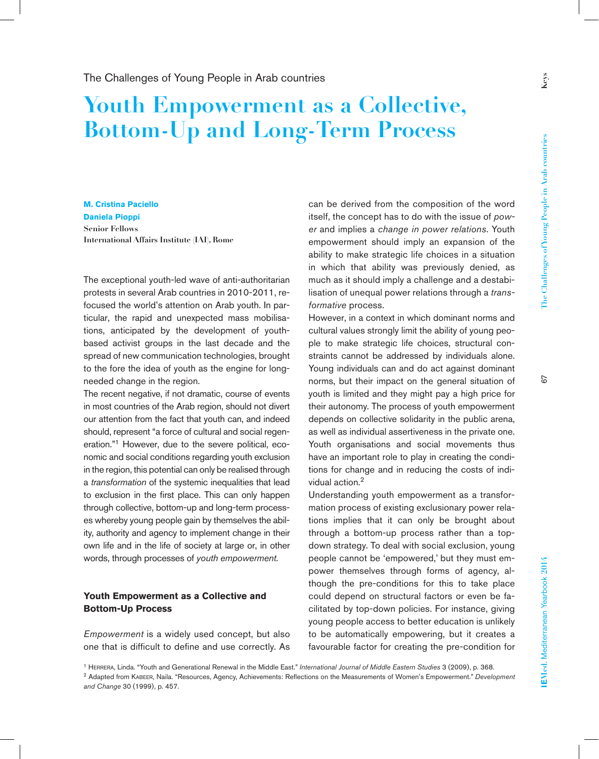The Challenges of Young People in Arab countries

# Youth Empowerment as a Collective, Bottom-Up and Long-Term Process

**M. Cristina Paciello**
**Daniela Pioppi**
Senior Fellows
International Affairs Institute (IAI), Rome

The exceptional youth-led wave of anti-authoritarian protests in several Arab countries in 2010-2011, refocused the world's attention on Arab youth. In particular, the rapid and unexpected mass mobilisations, anticipated by the development of youth-based activist groups in the last decade and the spread of new communication technologies, brought to the fore the idea of youth as the engine for long-needed change in the region.

The recent negative, if not dramatic, course of events in most countries of the Arab region, should not divert our attention from the fact that youth can, and indeed should, represent "a force of cultural and social regeneration."[1] However, due to the severe political, economic and social conditions regarding youth exclusion in the region, this potential can only be realised through a *transformation* of the systemic inequalities that lead to exclusion in the first place. This can only happen through collective, bottom-up and long-term processes whereby young people gain by themselves the ability, authority and agency to implement change in their own life and in the life of society at large or, in other words, through processes of *youth empowerment*.

## Youth Empowerment as a Collective and Bottom-Up Process

*Empowerment* is a widely used concept, but also one that is difficult to define and use correctly. As can be derived from the composition of the word itself, the concept has to do with the issue of *power* and implies a *change in power relations*. Youth empowerment should imply an expansion of the ability to make strategic life choices in a situation in which that ability was previously denied, as much as it should imply a challenge and a destabilisation of unequal power relations through a *transformative* process.

However, in a context in which dominant norms and cultural values strongly limit the ability of young people to make strategic life choices, structural constraints cannot be addressed by individuals alone. Young individuals can and do act against dominant norms, but their impact on the general situation of youth is limited and they might pay a high price for their autonomy. The process of youth empowerment depends on collective solidarity in the public arena, as well as individual assertiveness in the private one. Youth organisations and social movements thus have an important role to play in creating the conditions for change and in reducing the costs of individual action.[2]

Understanding youth empowerment as a transformation process of existing exclusionary power relations implies that it can only be brought about through a bottom-up process rather than a top-down strategy. To deal with social exclusion, young people cannot be 'empowered,' but they must empower themselves through forms of agency, although the pre-conditions for this to take place could depend on structural factors or even be facilitated by top-down policies. For instance, giving young people access to better education is unlikely to be automatically empowering, but it creates a favourable factor for creating the pre-condition for

[1] Herrera, Linda. "Youth and Generational Renewal in the Middle East." *International Journal of Middle Eastern Studies* 3 (2009), p. 368.

[2] Adapted from Kabeer, Naila. "Resources, Agency, Achievements: Reflections on the Measurements of Women's Empowerment." *Development and Change* 30 (1999), p. 457.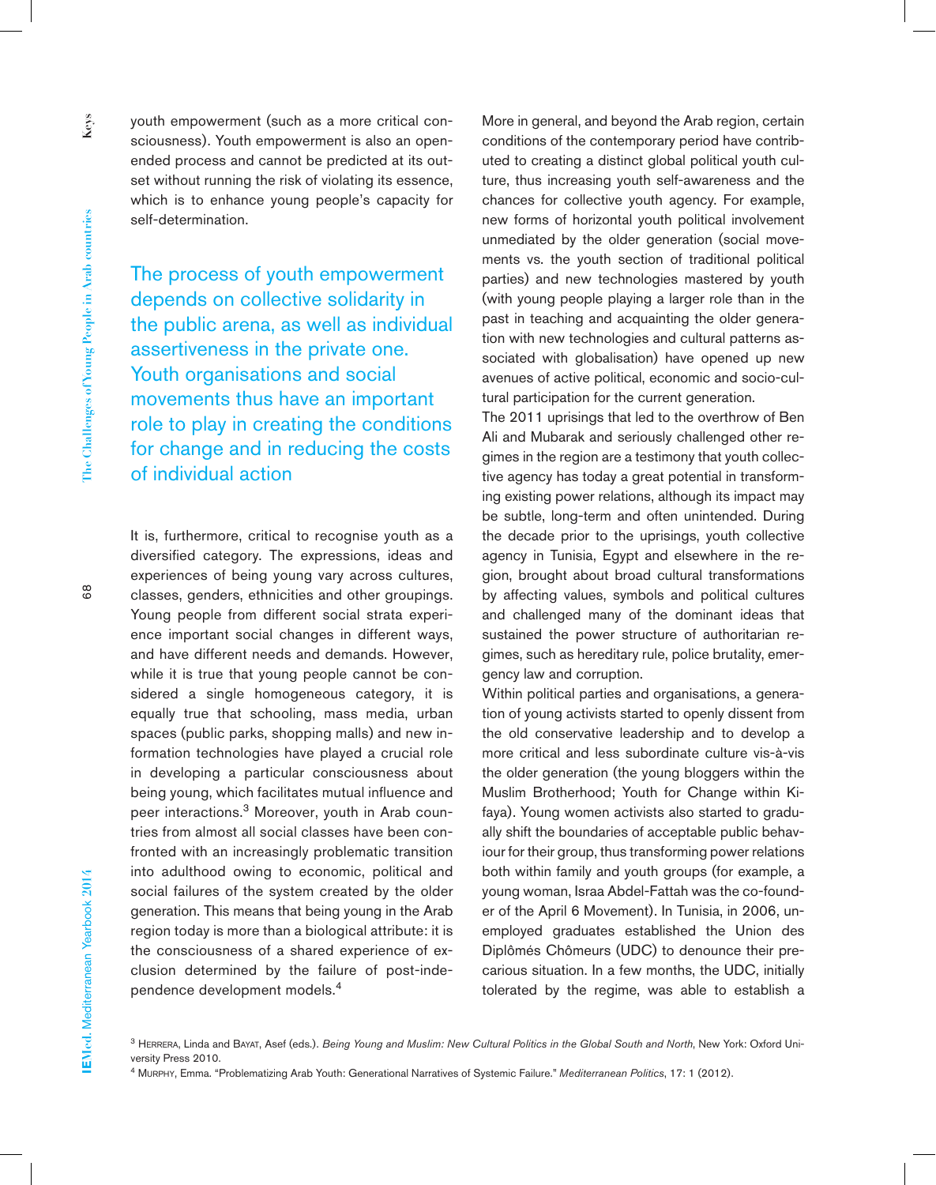youth empowerment (such as a more critical consciousness). Youth empowerment is also an open-ended process and cannot be predicted at its outset without running the risk of violating its essence, which is to enhance young people's capacity for self-determination.

> The process of youth empowerment depends on collective solidarity in the public arena, as well as individual assertiveness in the private one. Youth organisations and social movements thus have an important role to play in creating the conditions for change and in reducing the costs of individual action

It is, furthermore, critical to recognise youth as a diversified category. The expressions, ideas and experiences of being young vary across cultures, classes, genders, ethnicities and other groupings. Young people from different social strata experience important social changes in different ways, and have different needs and demands. However, while it is true that young people cannot be considered a single homogeneous category, it is equally true that schooling, mass media, urban spaces (public parks, shopping malls) and new information technologies have played a crucial role in developing a particular consciousness about being young, which facilitates mutual influence and peer interactions.[3] Moreover, youth in Arab countries from almost all social classes have been confronted with an increasingly problematic transition into adulthood owing to economic, political and social failures of the system created by the older generation. This means that being young in the Arab region today is more than a biological attribute: it is the consciousness of a shared experience of exclusion determined by the failure of post-independence development models.[4]

More in general, and beyond the Arab region, certain conditions of the contemporary period have contributed to creating a distinct global political youth culture, thus increasing youth self-awareness and the chances for collective youth agency. For example, new forms of horizontal youth political involvement unmediated by the older generation (social movements vs. the youth section of traditional political parties) and new technologies mastered by youth (with young people playing a larger role than in the past in teaching and acquainting the older generation with new technologies and cultural patterns associated with globalisation) have opened up new avenues of active political, economic and socio-cultural participation for the current generation.

The 2011 uprisings that led to the overthrow of Ben Ali and Mubarak and seriously challenged other regimes in the region are a testimony that youth collective agency has today a great potential in transforming existing power relations, although its impact may be subtle, long-term and often unintended. During the decade prior to the uprisings, youth collective agency in Tunisia, Egypt and elsewhere in the region, brought about broad cultural transformations by affecting values, symbols and political cultures and challenged many of the dominant ideas that sustained the power structure of authoritarian regimes, such as hereditary rule, police brutality, emergency law and corruption.

Within political parties and organisations, a generation of young activists started to openly dissent from the old conservative leadership and to develop a more critical and less subordinate culture vis-à-vis the older generation (the young bloggers within the Muslim Brotherhood; Youth for Change within Kifaya). Young women activists also started to gradually shift the boundaries of acceptable public behaviour for their group, thus transforming power relations both within family and youth groups (for example, a young woman, Israa Abdel-Fattah was the co-founder of the April 6 Movement). In Tunisia, in 2006, unemployed graduates established the Union des Diplômés Chômeurs (UDC) to denounce their precarious situation. In a few months, the UDC, initially tolerated by the regime, was able to establish a

---

[3] Herrera, Linda and Bayat, Asef (eds.). *Being Young and Muslim: New Cultural Politics in the Global South and North*, New York: Oxford University Press 2010.

[4] Murphy, Emma. "Problematizing Arab Youth: Generational Narratives of Systemic Failure." *Mediterranean Politics*, 17: 1 (2012).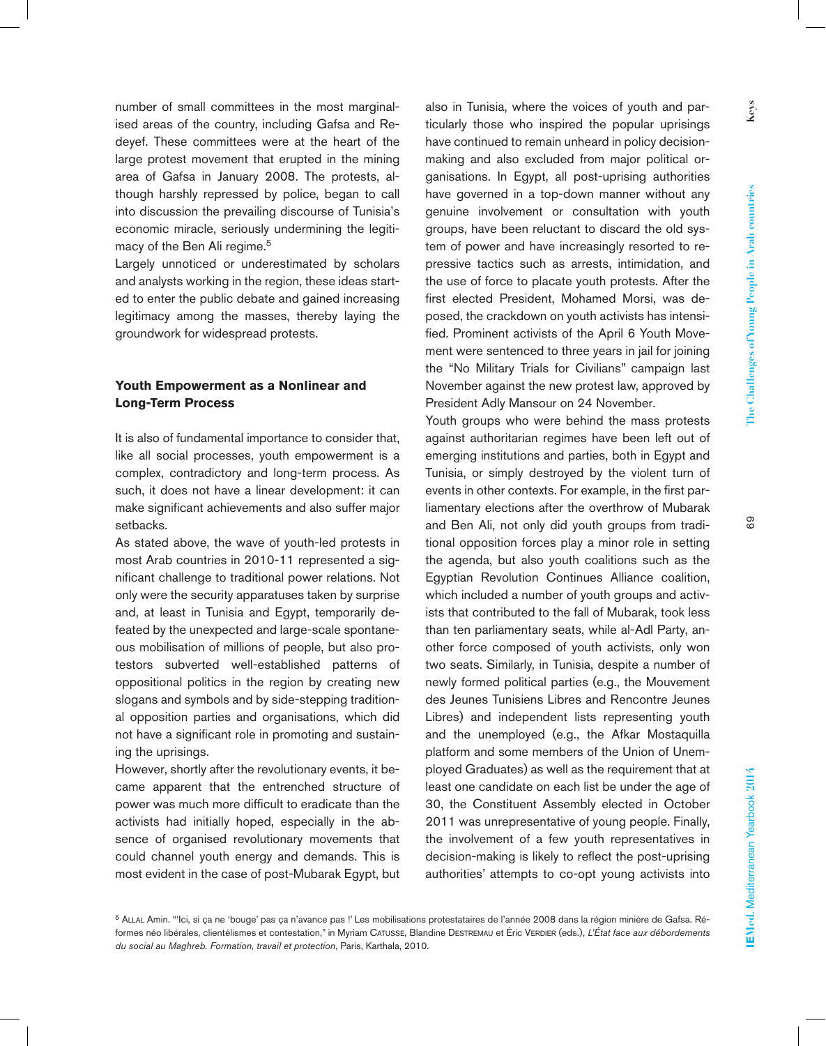number of small committees in the most marginalised areas of the country, including Gafsa and Redeyef. These committees were at the heart of the large protest movement that erupted in the mining area of Gafsa in January 2008. The protests, although harshly repressed by police, began to call into discussion the prevailing discourse of Tunisia's economic miracle, seriously undermining the legitimacy of the Ben Ali regime.[5]

Largely unnoticed or underestimated by scholars and analysts working in the region, these ideas started to enter the public debate and gained increasing legitimacy among the masses, thereby laying the groundwork for widespread protests.

## Youth Empowerment as a Nonlinear and Long-Term Process

It is also of fundamental importance to consider that, like all social processes, youth empowerment is a complex, contradictory and long-term process. As such, it does not have a linear development: it can make significant achievements and also suffer major setbacks.

As stated above, the wave of youth-led protests in most Arab countries in 2010-11 represented a significant challenge to traditional power relations. Not only were the security apparatuses taken by surprise and, at least in Tunisia and Egypt, temporarily defeated by the unexpected and large-scale spontaneous mobilisation of millions of people, but also protestors subverted well-established patterns of oppositional politics in the region by creating new slogans and symbols and by side-stepping traditional opposition parties and organisations, which did not have a significant role in promoting and sustaining the uprisings.

However, shortly after the revolutionary events, it became apparent that the entrenched structure of power was much more difficult to eradicate than the activists had initially hoped, especially in the absence of organised revolutionary movements that could channel youth energy and demands. This is most evident in the case of post-Mubarak Egypt, but also in Tunisia, where the voices of youth and particularly those who inspired the popular uprisings have continued to remain unheard in policy decision-making and also excluded from major political organisations. In Egypt, all post-uprising authorities have governed in a top-down manner without any genuine involvement or consultation with youth groups, have been reluctant to discard the old system of power and have increasingly resorted to repressive tactics such as arrests, intimidation, and the use of force to placate youth protests. After the first elected President, Mohamed Morsi, was deposed, the crackdown on youth activists has intensified. Prominent activists of the April 6 Youth Movement were sentenced to three years in jail for joining the "No Military Trials for Civilians" campaign last November against the new protest law, approved by President Adly Mansour on 24 November.

Youth groups who were behind the mass protests against authoritarian regimes have been left out of emerging institutions and parties, both in Egypt and Tunisia, or simply destroyed by the violent turn of events in other contexts. For example, in the first parliamentary elections after the overthrow of Mubarak and Ben Ali, not only did youth groups from traditional opposition forces play a minor role in setting the agenda, but also youth coalitions such as the Egyptian Revolution Continues Alliance coalition, which included a number of youth groups and activists that contributed to the fall of Mubarak, took less than ten parliamentary seats, while al-Adl Party, another force composed of youth activists, only won two seats. Similarly, in Tunisia, despite a number of newly formed political parties (e.g., the Mouvement des Jeunes Tunisiens Libres and Rencontre Jeunes Libres) and independent lists representing youth and the unemployed (e.g., the Afkar Mostaquilla platform and some members of the Union of Unemployed Graduates) as well as the requirement that at least one candidate on each list be under the age of 30, the Constituent Assembly elected in October 2011 was unrepresentative of young people. Finally, the involvement of a few youth representatives in decision-making is likely to reflect the post-uprising authorities' attempts to co-opt young activists into

[5] Allal Amin. "'Ici, si ça ne 'bouge' pas ça n'avance pas !' Les mobilisations protestataires de l'année 2008 dans la région minière de Gafsa. Réformes néo libérales, clientélismes et contestation," in Myriam Catusse, Blandine Destremau et Éric Verdier (eds.), *L'État face aux débordements du social au Maghreb. Formation, travail et protection*, Paris, Karthala, 2010.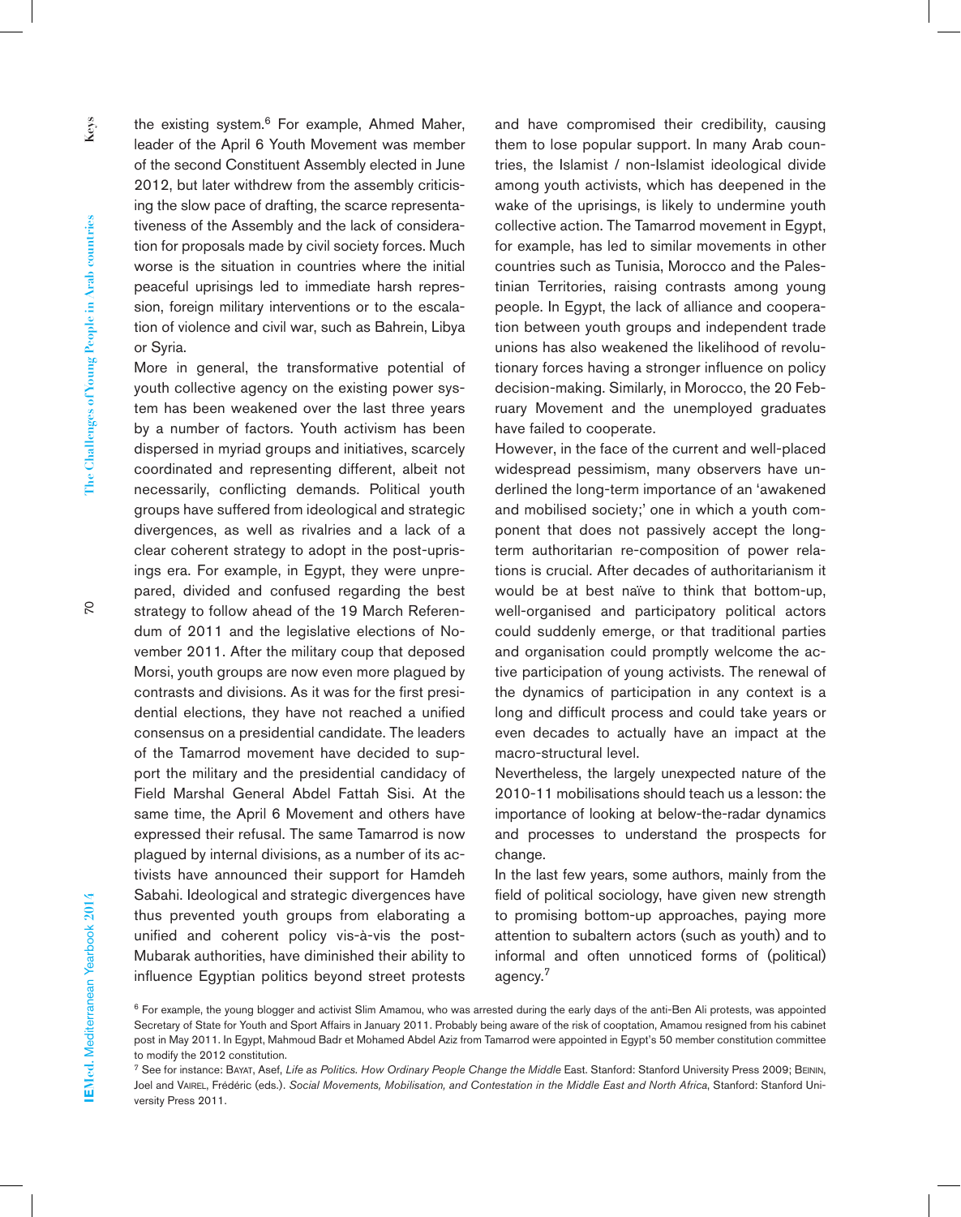the existing system.[6] For example, Ahmed Maher, leader of the April 6 Youth Movement was member of the second Constituent Assembly elected in June 2012, but later withdrew from the assembly criticising the slow pace of drafting, the scarce representativeness of the Assembly and the lack of consideration for proposals made by civil society forces. Much worse is the situation in countries where the initial peaceful uprisings led to immediate harsh repression, foreign military interventions or to the escalation of violence and civil war, such as Bahrein, Libya or Syria.

More in general, the transformative potential of youth collective agency on the existing power system has been weakened over the last three years by a number of factors. Youth activism has been dispersed in myriad groups and initiatives, scarcely coordinated and representing different, albeit not necessarily, conflicting demands. Political youth groups have suffered from ideological and strategic divergences, as well as rivalries and a lack of a clear coherent strategy to adopt in the post-uprisings era. For example, in Egypt, they were unprepared, divided and confused regarding the best strategy to follow ahead of the 19 March Referendum of 2011 and the legislative elections of November 2011. After the military coup that deposed Morsi, youth groups are now even more plagued by contrasts and divisions. As it was for the first presidential elections, they have not reached a unified consensus on a presidential candidate. The leaders of the Tamarrod movement have decided to support the military and the presidential candidacy of Field Marshal General Abdel Fattah Sisi. At the same time, the April 6 Movement and others have expressed their refusal. The same Tamarrod is now plagued by internal divisions, as a number of its activists have announced their support for Hamdeh Sabahi. Ideological and strategic divergences have thus prevented youth groups from elaborating a unified and coherent policy vis-à-vis the post-Mubarak authorities, have diminished their ability to influence Egyptian politics beyond street protests and have compromised their credibility, causing them to lose popular support. In many Arab countries, the Islamist / non-Islamist ideological divide among youth activists, which has deepened in the wake of the uprisings, is likely to undermine youth collective action. The Tamarrod movement in Egypt, for example, has led to similar movements in other countries such as Tunisia, Morocco and the Palestinian Territories, raising contrasts among young people. In Egypt, the lack of alliance and cooperation between youth groups and independent trade unions has also weakened the likelihood of revolutionary forces having a stronger influence on policy decision-making. Similarly, in Morocco, the 20 February Movement and the unemployed graduates have failed to cooperate.

However, in the face of the current and well-placed widespread pessimism, many observers have underlined the long-term importance of an 'awakened and mobilised society;' one in which a youth component that does not passively accept the long-term authoritarian re-composition of power relations is crucial. After decades of authoritarianism it would be at best naïve to think that bottom-up, well-organised and participatory political actors could suddenly emerge, or that traditional parties and organisation could promptly welcome the active participation of young activists. The renewal of the dynamics of participation in any context is a long and difficult process and could take years or even decades to actually have an impact at the macro-structural level.

Nevertheless, the largely unexpected nature of the 2010-11 mobilisations should teach us a lesson: the importance of looking at below-the-radar dynamics and processes to understand the prospects for change.

In the last few years, some authors, mainly from the field of political sociology, have given new strength to promising bottom-up approaches, paying more attention to subaltern actors (such as youth) and to informal and often unnoticed forms of (political) agency.[7]

---

[6] For example, the young blogger and activist Slim Amamou, who was arrested during the early days of the anti-Ben Ali protests, was appointed Secretary of State for Youth and Sport Affairs in January 2011. Probably being aware of the risk of cooptation, Amamou resigned from his cabinet post in May 2011. In Egypt, Mahmoud Badr et Mohamed Abdel Aziz from Tamarrod were appointed in Egypt's 50 member constitution committee to modify the 2012 constitution.

[7] See for instance: Bayat, Asef, *Life as Politics. How Ordinary People Change the Middle* East. Stanford: Stanford University Press 2009; Beinin, Joel and Vairel, Frédéric (eds.). *Social Movements, Mobilisation, and Contestation in the Middle East and North Africa*, Stanford: Stanford University Press 2011.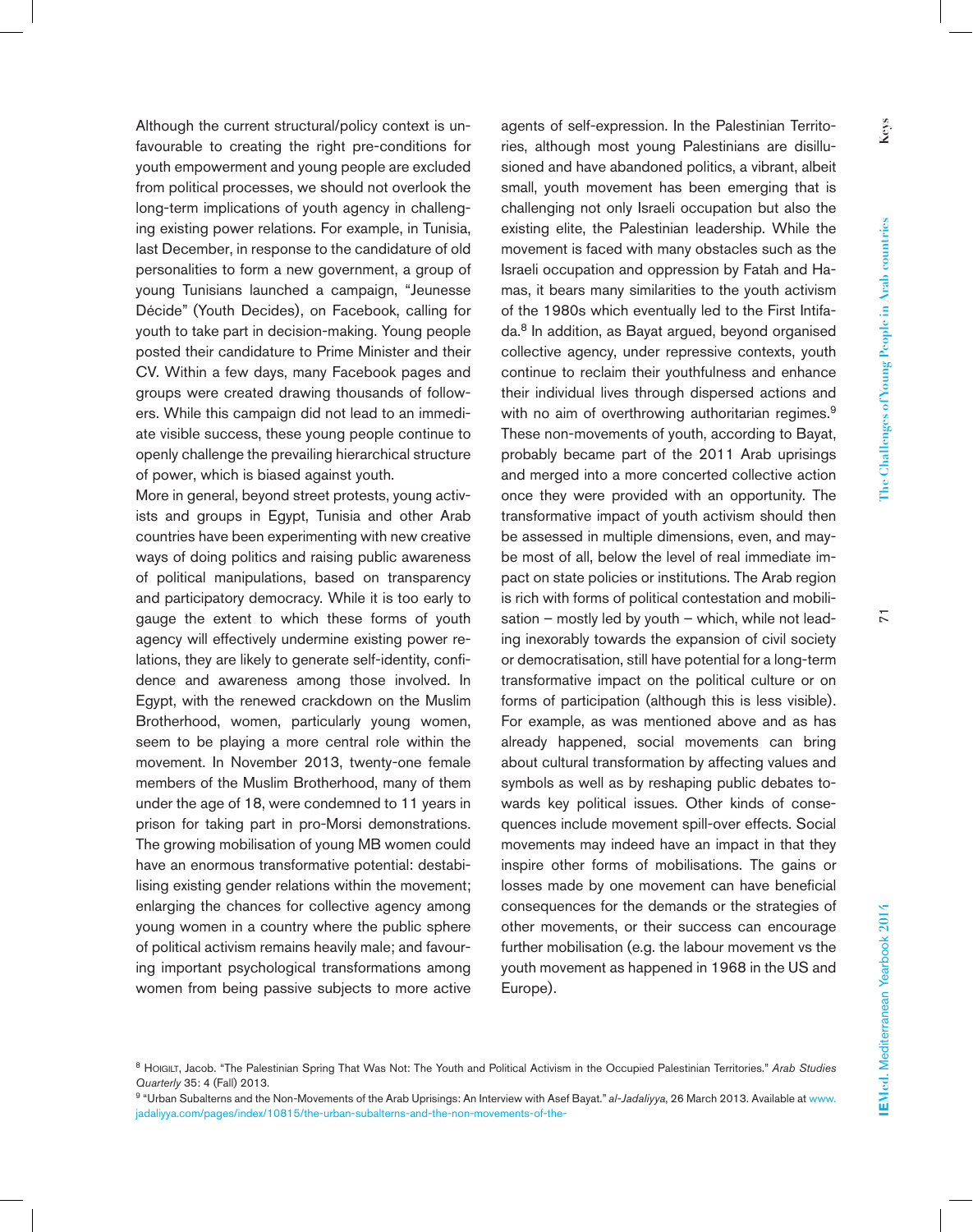Although the current structural/policy context is unfavourable to creating the right pre-conditions for youth empowerment and young people are excluded from political processes, we should not overlook the long-term implications of youth agency in challenging existing power relations. For example, in Tunisia, last December, in response to the candidature of old personalities to form a new government, a group of young Tunisians launched a campaign, "Jeunesse Décide" (Youth Decides), on Facebook, calling for youth to take part in decision-making. Young people posted their candidature to Prime Minister and their CV. Within a few days, many Facebook pages and groups were created drawing thousands of followers. While this campaign did not lead to an immediate visible success, these young people continue to openly challenge the prevailing hierarchical structure of power, which is biased against youth.

More in general, beyond street protests, young activists and groups in Egypt, Tunisia and other Arab countries have been experimenting with new creative ways of doing politics and raising public awareness of political manipulations, based on transparency and participatory democracy. While it is too early to gauge the extent to which these forms of youth agency will effectively undermine existing power relations, they are likely to generate self-identity, confidence and awareness among those involved. In Egypt, with the renewed crackdown on the Muslim Brotherhood, women, particularly young women, seem to be playing a more central role within the movement. In November 2013, twenty-one female members of the Muslim Brotherhood, many of them under the age of 18, were condemned to 11 years in prison for taking part in pro-Morsi demonstrations. The growing mobilisation of young MB women could have an enormous transformative potential: destabilising existing gender relations within the movement; enlarging the chances for collective agency among young women in a country where the public sphere of political activism remains heavily male; and favouring important psychological transformations among women from being passive subjects to more active agents of self-expression. In the Palestinian Territories, although most young Palestinians are disillusioned and have abandoned politics, a vibrant, albeit small, youth movement has been emerging that is challenging not only Israeli occupation but also the existing elite, the Palestinian leadership. While the movement is faced with many obstacles such as the Israeli occupation and oppression by Fatah and Hamas, it bears many similarities to the youth activism of the 1980s which eventually led to the First Intifada.[8] In addition, as Bayat argued, beyond organised collective agency, under repressive contexts, youth continue to reclaim their youthfulness and enhance their individual lives through dispersed actions and with no aim of overthrowing authoritarian regimes.[9] These non-movements of youth, according to Bayat, probably became part of the 2011 Arab uprisings and merged into a more concerted collective action once they were provided with an opportunity. The transformative impact of youth activism should then be assessed in multiple dimensions, even, and maybe most of all, below the level of real immediate impact on state policies or institutions. The Arab region is rich with forms of political contestation and mobilisation – mostly led by youth – which, while not leading inexorably towards the expansion of civil society or democratisation, still have potential for a long-term transformative impact on the political culture or on forms of participation (although this is less visible). For example, as was mentioned above and as has already happened, social movements can bring about cultural transformation by affecting values and symbols as well as by reshaping public debates towards key political issues. Other kinds of consequences include movement spill-over effects. Social movements may indeed have an impact in that they inspire other forms of mobilisations. The gains or losses made by one movement can have beneficial consequences for the demands or the strategies of other movements, or their success can encourage further mobilisation (e.g. the labour movement vs the youth movement as happened in 1968 in the US and Europe).

[8] Hoigilt, Jacob. "The Palestinian Spring That Was Not: The Youth and Political Activism in the Occupied Palestinian Territories." *Arab Studies Quarterly* 35: 4 (Fall) 2013.

[9] "Urban Subalterns and the Non-Movements of the Arab Uprisings: An Interview with Asef Bayat." *al-Jadaliyya*, 26 March 2013. Available at www.jadaliyya.com/pages/index/10815/the-urban-subalterns-and-the-non-movements-of-the-